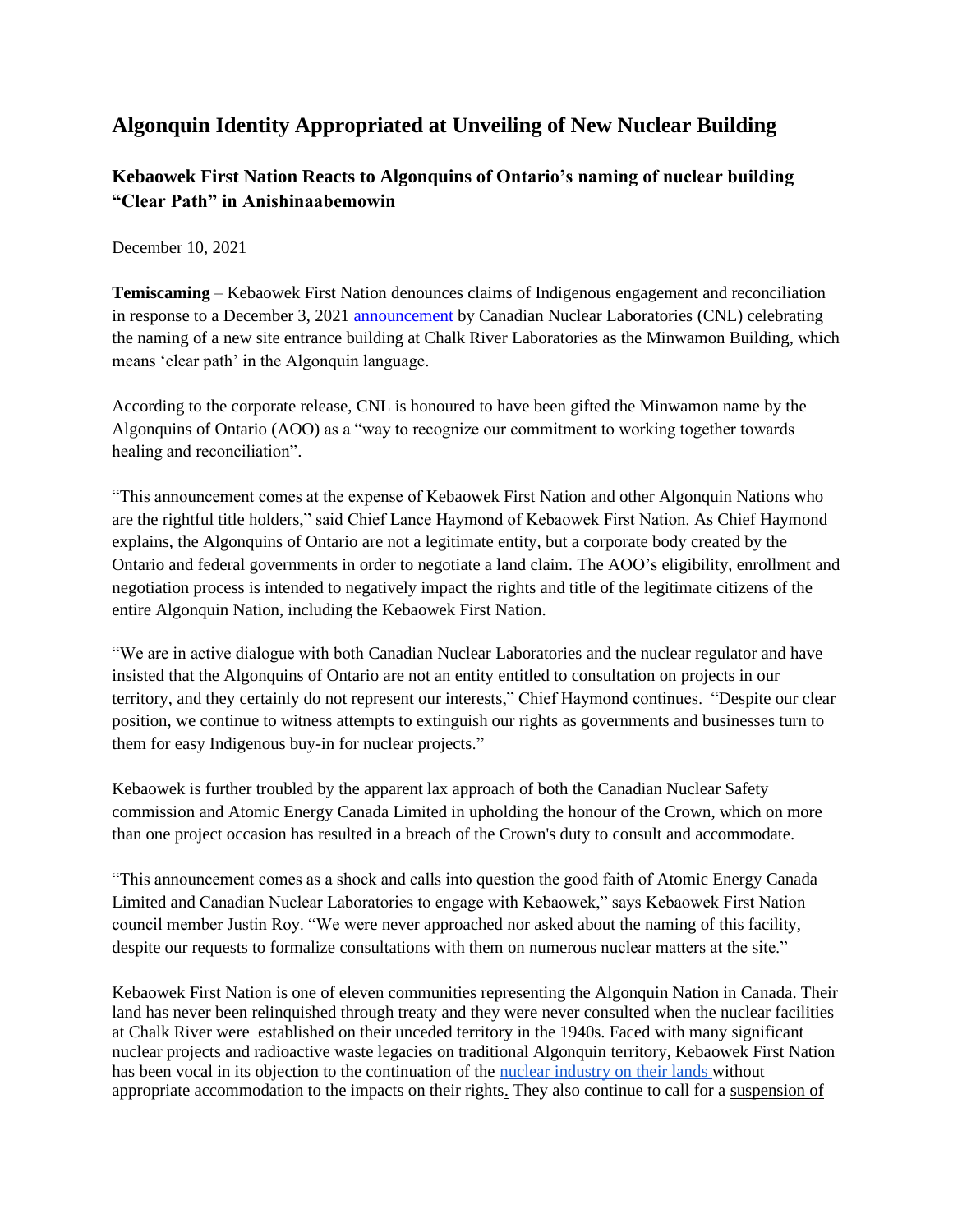# Algonquin Identity Appropriated at Unveiling of New Nuclear Building

## Kebaowek First Nation Reacts to Algonquins of Ontario's naming of nuclear building "Clear Path" in Anishinaabemowin

December 10, 2021

**Temiscaming** – Kebaowek First Nation denounces claims of Indigenous engagement and reconciliation in response to a December 3, 2021 announcement by Canadian Nuclear Laboratories (CNL) celebrating the naming of a new site entrance building at Chalk River Laboratories as the Minwamon Building, which means 'clear path' in the Algonquin language.

According to the corporate release, CNL is honoured to have been gifted the Minwamon name by the Algonquins of Ontario (AOO) as a "way to recognize our commitment to working together towards healing and reconciliation".

"This announcement comes at the expense of Kebaowek First Nation and other Algonquin Nations who are the rightful title holders," said Chief Lance Haymond of Kebaowek First Nation. As Chief Haymond explains, the Algonquins of Ontario are not a legitimate entity, but a corporate body created by the Ontario and federal governments in order to negotiate a land claim. The AOO's eligibility, enrollment and negotiation process is intended to negatively impact the rights and title of the legitimate citizens of the entire Algonquin Nation, including the Kebaowek First Nation.

"We are in active dialogue with both Canadian Nuclear Laboratories and the nuclear regulator and have insisted that the Algonquins of Ontario are not an entity entitled to consultation on projects in our territory, and they certainly do not represent our interests," Chief Haymond continues. "Despite our clear position, we continue to witness attempts to extinguish our rights as governments and businesses turn to them for easy Indigenous buy-in for nuclear projects."

Kebaowek is further troubled by the apparent lax approach of both the Canadian Nuclear Safety commission and Atomic Energy Canada Limited in upholding the honour of the Crown, which on more than one project occasion has resulted in a breach of the Crown's duty to consult and accommodate.

"This announcement comes as a shock and calls into question the good faith of Atomic Energy Canada Limited and Canadian Nuclear Laboratories to engage with Kebaowek," says Kebaowek First Nation council member Justin Roy. "We were never approached nor asked about the naming of this facility, despite our requests to formalize consultations with them on numerous nuclear matters at the site."

Kebaowek First Nation is one of eleven communities representing the Algonquin Nation in Canada. Their land has never been relinquished through treaty and they were never consulted when the nuclear facilities at Chalk River were established on their unceded territory in the 1940s. Faced with many significant nuclear projects and radioactive waste legacies on traditional Algonquin territory, Kebaowek First Nation has been vocal in its objection to the continuation of the nuclear industry on their lands without appropriate accommodation to the impacts on their rights. They also continue to call for a suspension of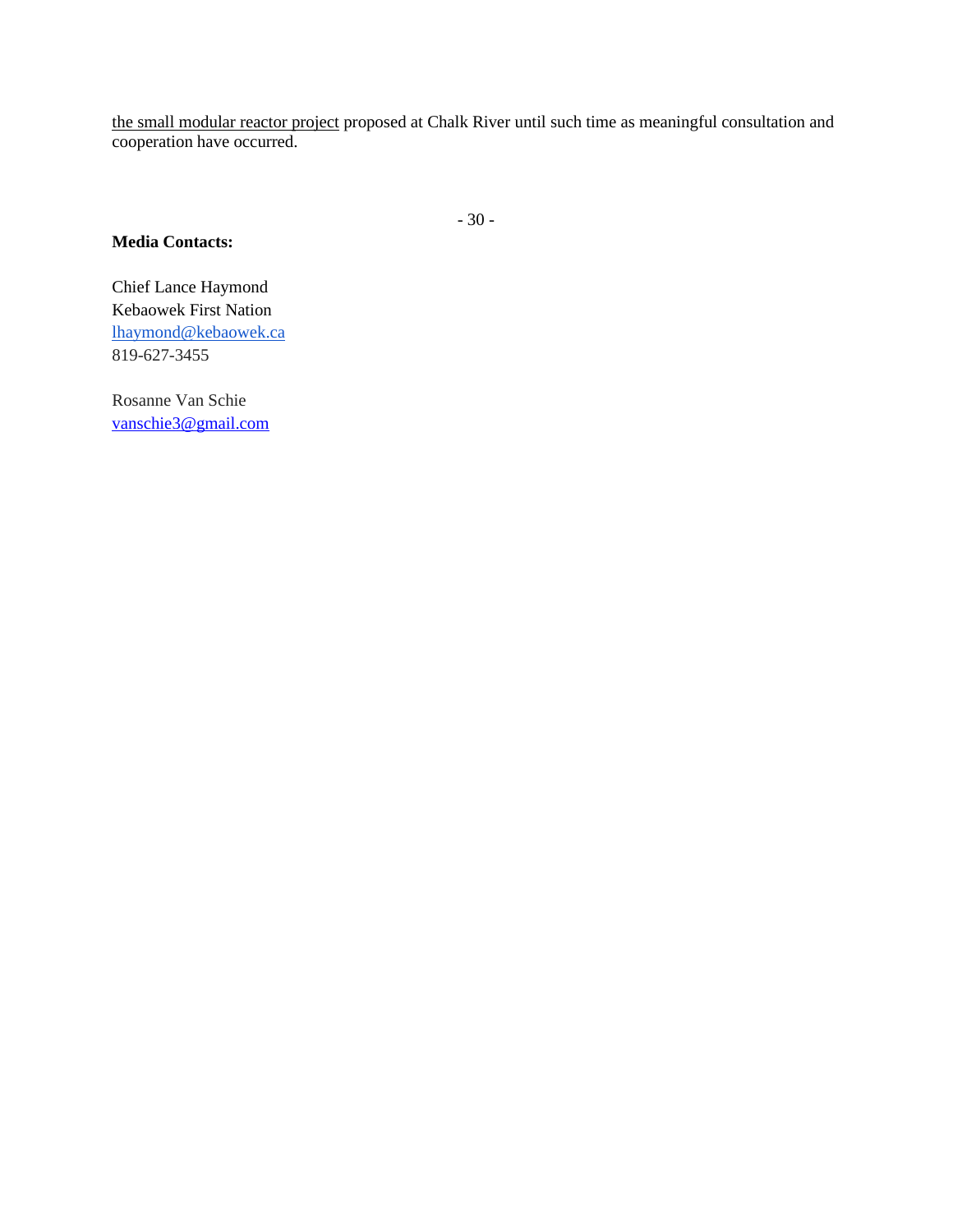the small modular reactor project proposed at Chalk River until such time as meaningful consultation and cooperation have occurred.

\- 30 -

**Media Contacts:**

Chief Lance Haymond
Kebaowek First Nation
lhaymond@kebaowek.ca
819-627-3455

Rosanne Van Schie
vanschie3@gmail.com